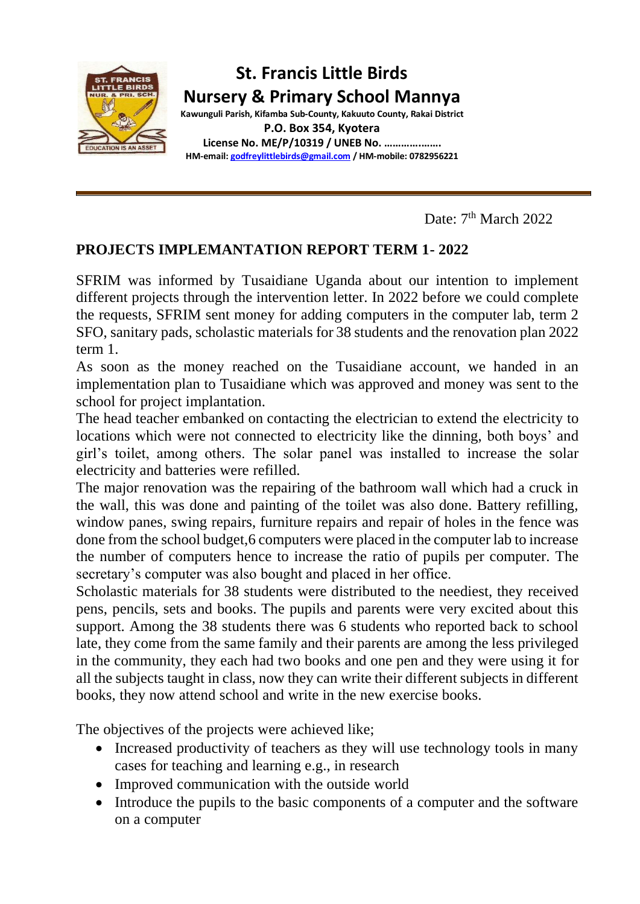# St. Francis Little Birds
# Nursery & Primary School Mannya

**Kawunguli Parish, Kifamba Sub-County, Kakuuto County, Rakai District**

**P.O. Box 354, Kyotera**

**License No. ME/P/10319 / UNEB No. ……………….**

**HM-email: godfreylittlebirds@gmail.com / HM-mobile: 0782956221**

---

Date: 7th March 2022

## PROJECTS IMPLEMANTATION REPORT TERM 1- 2022

SFRIM was informed by Tusaidiane Uganda about our intention to implement different projects through the intervention letter. In 2022 before we could complete the requests, SFRIM sent money for adding computers in the computer lab, term 2 SFO, sanitary pads, scholastic materials for 38 students and the renovation plan 2022 term 1.

As soon as the money reached on the Tusaidiane account, we handed in an implementation plan to Tusaidiane which was approved and money was sent to the school for project implantation.

The head teacher embanked on contacting the electrician to extend the electricity to locations which were not connected to electricity like the dinning, both boys' and girl's toilet, among others. The solar panel was installed to increase the solar electricity and batteries were refilled.

The major renovation was the repairing of the bathroom wall which had a cruck in the wall, this was done and painting of the toilet was also done. Battery refilling, window panes, swing repairs, furniture repairs and repair of holes in the fence was done from the school budget,6 computers were placed in the computer lab to increase the number of computers hence to increase the ratio of pupils per computer. The secretary's computer was also bought and placed in her office.

Scholastic materials for 38 students were distributed to the neediest, they received pens, pencils, sets and books. The pupils and parents were very excited about this support. Among the 38 students there was 6 students who reported back to school late, they come from the same family and their parents are among the less privileged in the community, they each had two books and one pen and they were using it for all the subjects taught in class, now they can write their different subjects in different books, they now attend school and write in the new exercise books.

The objectives of the projects were achieved like;

- Increased productivity of teachers as they will use technology tools in many cases for teaching and learning e.g., in research
- Improved communication with the outside world
- Introduce the pupils to the basic components of a computer and the software on a computer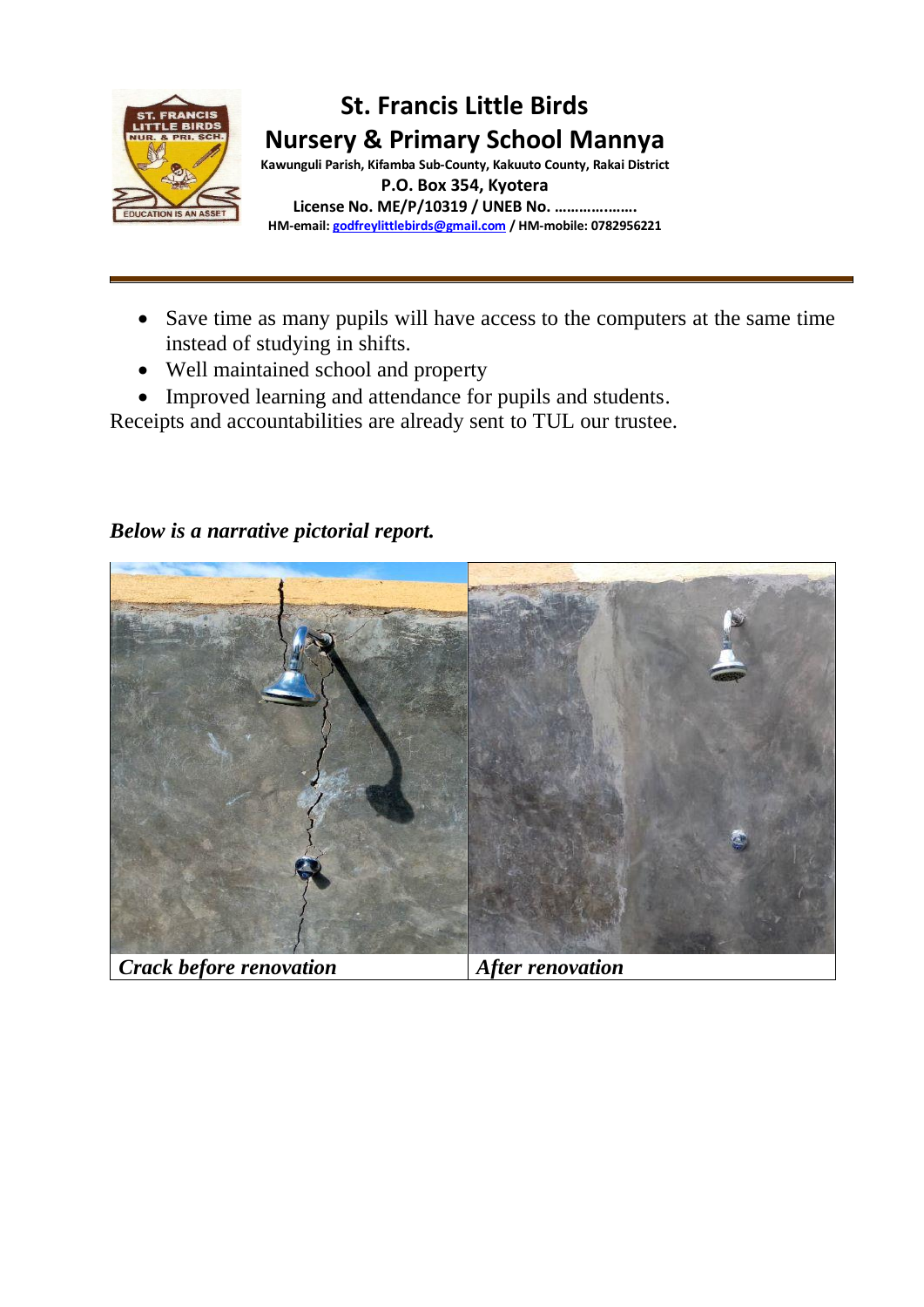# St. Francis Little Birds Nursery & Primary School Mannya

**Kawunguli Parish, Kifamba Sub-County, Kakuuto County, Rakai District**
**P.O. Box 354, Kyotera**
**License No. ME/P/10319 / UNEB No. ………………..**
**HM-email: godfreylittlebirds@gmail.com / HM-mobile: 0782956221**

- Save time as many pupils will have access to the computers at the same time instead of studying in shifts.
- Well maintained school and property
- Improved learning and attendance for pupils and students.

Receipts and accountabilities are already sent to TUL our trustee.

***Below is a narrative pictorial report.***

| ***Crack before renovation*** | ***After renovation*** |
| --- | --- |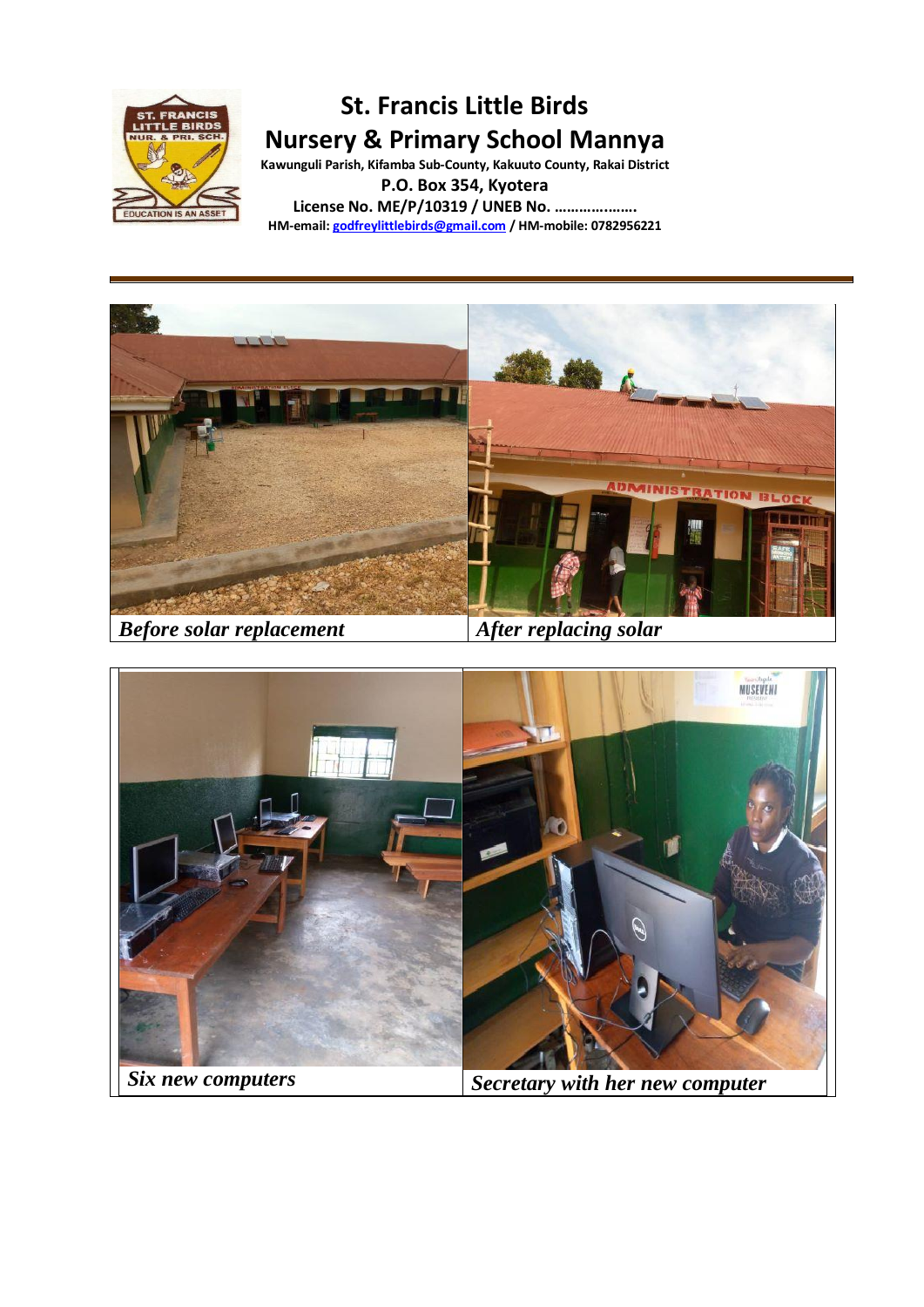# St. Francis Little Birds Nursery & Primary School Mannya

**Kawunguli Parish, Kifamba Sub-County, Kakuuto County, Rakai District**

**P.O. Box 354, Kyotera**

**License No. ME/P/10319 / UNEB No. ……………….**

**HM-email: godfreylittlebirds@gmail.com / HM-mobile: 0782956221**

---

| *Before solar replacement* | *After replacing solar* |
| --- | --- |

| *Six new computers* | *Secretary with her new computer* |
| --- | --- |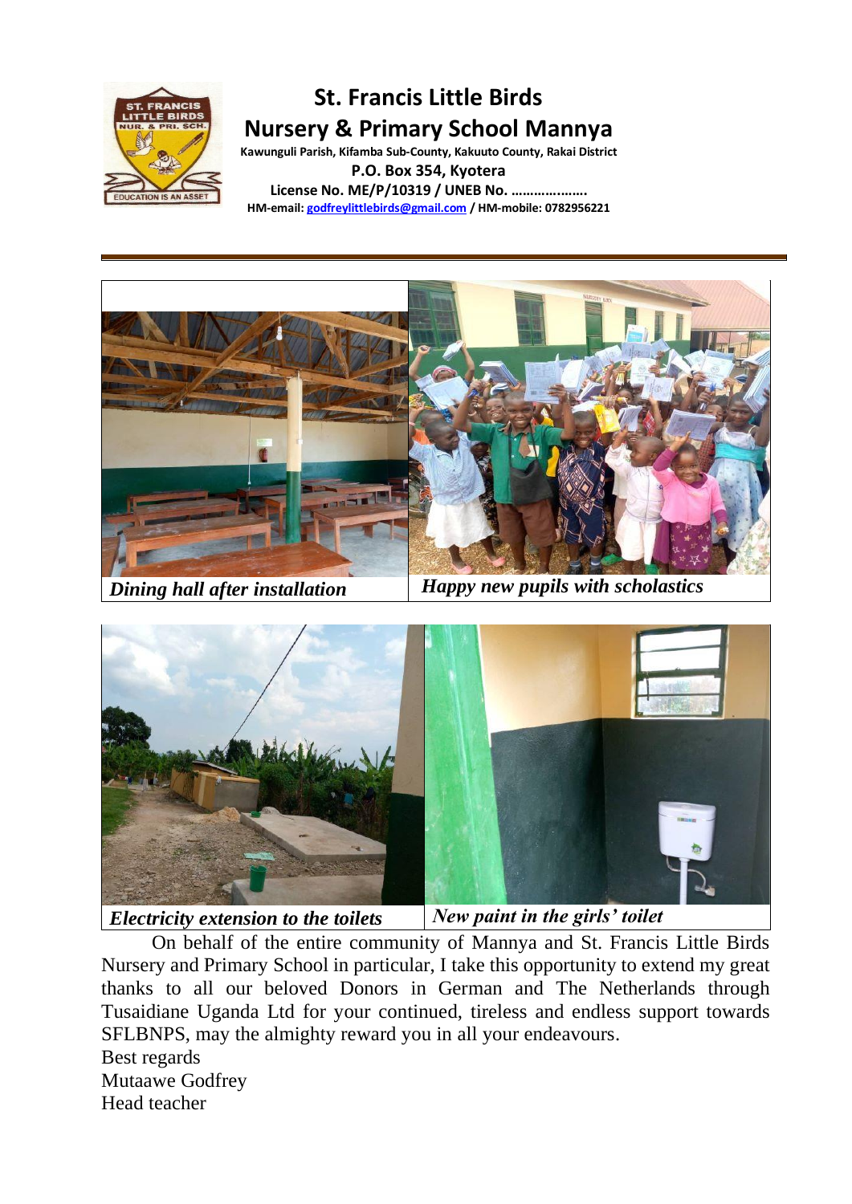# St. Francis Little Birds
# Nursery & Primary School Mannya

**Kawunguli Parish, Kifamba Sub-County, Kakuuto County, Rakai District**
**P.O. Box 354, Kyotera**
**License No. ME/P/10319 / UNEB No. ……………….**
**HM-email: godfreylittlebirds@gmail.com / HM-mobile: 0782956221**

***Dining hall after installation***

***Happy new pupils with scholastics***

***Electricity extension to the toilets***

***New paint in the girls' toilet***

On behalf of the entire community of Mannya and St. Francis Little Birds Nursery and Primary School in particular, I take this opportunity to extend my great thanks to all our beloved Donors in German and The Netherlands through Tusaidiane Uganda Ltd for your continued, tireless and endless support towards SFLBNPS, may the almighty reward you in all your endeavours.

Best regards
Mutaawe Godfrey
Head teacher